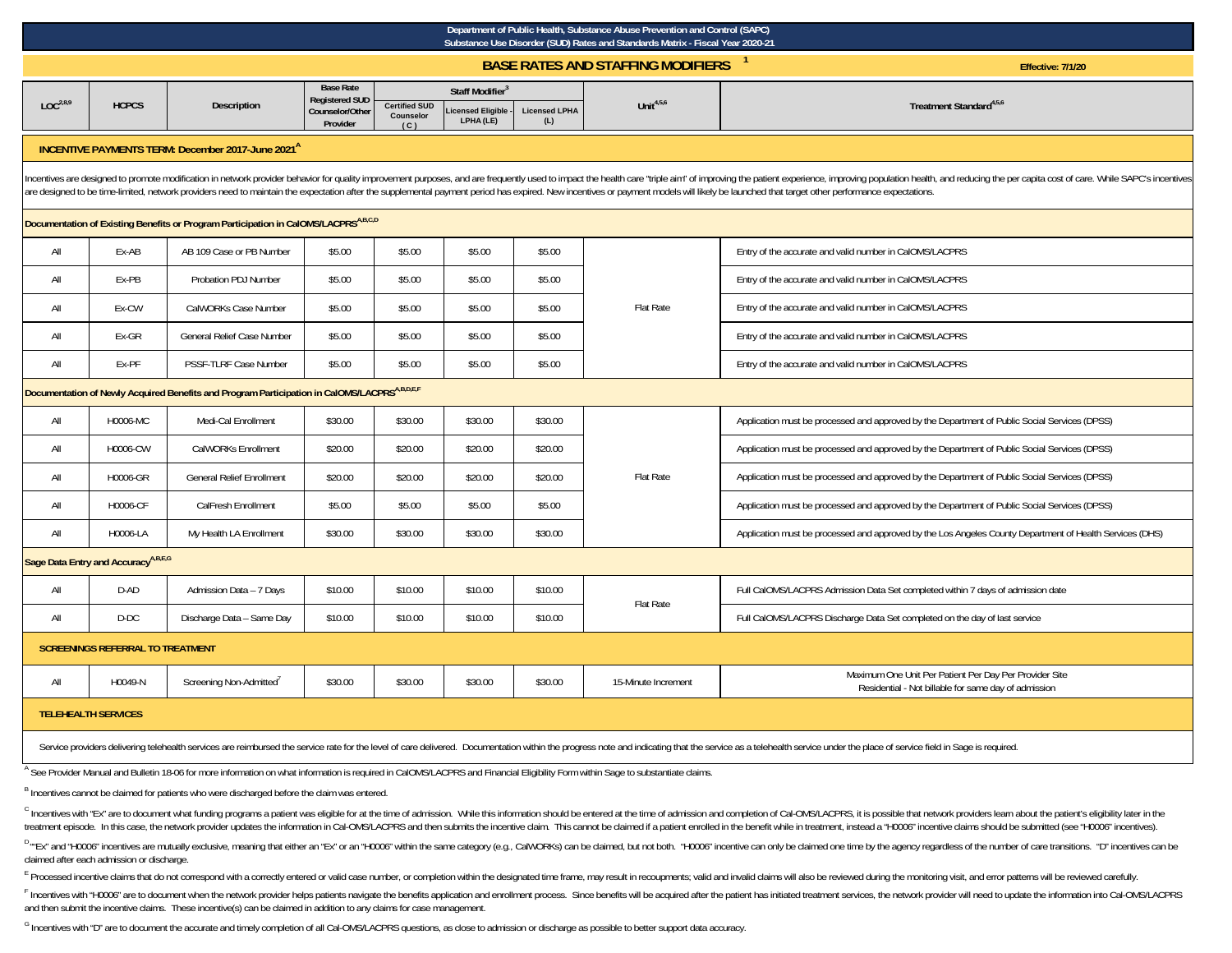# Department of Public Health, Substance Abuse Prevention and Control (SAPC)
## Substance Use Disorder (SUD) Rates and Standards Matrix - Fiscal Year 2020-21

## BASE RATES AND STAFFING MODIFIERS [1]

Effective: 7/1/20

| LOC[2,8,9] | HCPCS | Description | Base Rate Registered SUD Counselor/Other Provider | Staff Modifier[3] | | | Unit[4,5,6] | Treatment Standard[4,5,6] |
|---|---|---|---|---|---|---|---|---|
| | | | | Certified SUD Counselor (C) | Licensed Eligible - LPHA (LE) | Licensed LPHA (L) | | |
| **INCENTIVE PAYMENTS TERM: December 2017-June 2021[A]** | | | | | | | | |
| Incentives are designed to promote modification in network provider behavior for quality improvement purposes, and are frequently used to impact the health care "triple aim" of improving the patient experience, improving population health, and reducing the per capita cost of care. While SAPC's incentives are designed to be time-limited, network providers need to maintain the expectation after the supplemental payment period has expired. New incentives or payment models will likely be launched that target other performance expectations. | | | | | | | | |
| **Documentation of Existing Benefits or Program Participation in CalOMS/LACPRS[A,B,C,D]** | | | | | | | | |
| All | Ex-AB | AB 109 Case or PB Number | $5.00 | $5.00 | $5.00 | $5.00 | Flat Rate | Entry of the accurate and valid number in CalOMS/LACPRS |
| All | Ex-PB | Probation PDJ Number | $5.00 | $5.00 | $5.00 | $5.00 | Flat Rate | Entry of the accurate and valid number in CalOMS/LACPRS |
| All | Ex-CW | CalWORKs Case Number | $5.00 | $5.00 | $5.00 | $5.00 | Flat Rate | Entry of the accurate and valid number in CalOMS/LACPRS |
| All | Ex-GR | General Relief Case Number | $5.00 | $5.00 | $5.00 | $5.00 | Flat Rate | Entry of the accurate and valid number in CalOMS/LACPRS |
| All | Ex-PF | PSSF-TLRF Case Number | $5.00 | $5.00 | $5.00 | $5.00 | Flat Rate | Entry of the accurate and valid number in CalOMS/LACPRS |
| **Documentation of Newly Acquired Benefits and Program Participation in CalOMS/LACPRS[A,B,D,E,F]** | | | | | | | | |
| All | H0006-MC | Medi-Cal Enrollment | $30.00 | $30.00 | $30.00 | $30.00 | Flat Rate | Application must be processed and approved by the Department of Public Social Services (DPSS) |
| All | H0006-CW | CalWORKs Enrollment | $20.00 | $20.00 | $20.00 | $20.00 | Flat Rate | Application must be processed and approved by the Department of Public Social Services (DPSS) |
| All | H0006-GR | General Relief Enrollment | $20.00 | $20.00 | $20.00 | $20.00 | Flat Rate | Application must be processed and approved by the Department of Public Social Services (DPSS) |
| All | H0006-CF | CalFresh Enrollment | $5.00 | $5.00 | $5.00 | $5.00 | Flat Rate | Application must be processed and approved by the Department of Public Social Services (DPSS) |
| All | H0006-LA | My Health LA Enrollment | $30.00 | $30.00 | $30.00 | $30.00 | Flat Rate | Application must be processed and approved by the Los Angeles County Department of Health Services (DHS) |
| **Sage Data Entry and Accuracy[A,B,E,G]** | | | | | | | | |
| All | D-AD | Admission Data – 7 Days | $10.00 | $10.00 | $10.00 | $10.00 | Flat Rate | Full CalOMS/LACPRS Admission Data Set completed within 7 days of admission date |
| All | D-DC | Discharge Data – Same Day | $10.00 | $10.00 | $10.00 | $10.00 | Flat Rate | Full CalOMS/LACPRS Discharge Data Set completed on the day of last service |
| **SCREENINGS REFERRAL TO TREATMENT** | | | | | | | | |
| All | H0049-N | Screening Non-Admitted[7] | $30.00 | $30.00 | $30.00 | $30.00 | 15-Minute Increment | Maximum One Unit Per Patient Per Day Per Provider Site; Residential - Not billable for same day of admission |
| **TELEHEALTH SERVICES** | | | | | | | | |
| Service providers delivering telehealth services are reimbursed the service rate for the level of care delivered. Documentation within the progress note and indicating that the service as a telehealth service under the place of service field in Sage is required. | | | | | | | | |

[A] See Provider Manual and Bulletin 18-06 for more information on what information is required in CalOMS/LACPRS and Financial Eligibility Form within Sage to substantiate claims.

[B] Incentives cannot be claimed for patients who were discharged before the claim was entered.

[C] Incentives with "Ex" are to document what funding programs a patient was eligible for at the time of admission. While this information should be entered at the time of admission and completion of Cal-OMS/LACPRS, it is possible that network providers learn about the patient's eligibility later in the treatment episode. In this case, the network provider updates the information in Cal-OMS/LACPRS and then submits the incentive claim. This cannot be claimed if a patient enrolled in the benefit while in treatment, instead a "H0006" incentive claims should be submitted (see "H0006" incentives).

[D] "Ex" and "H0006" incentives are mutually exclusive, meaning that either an "Ex" or an "H0006" within the same category (e.g., CalWORKs) can be claimed, but not both. "H0006" incentive can only be claimed one time by the agency regardless of the number of care transitions. "D" incentives can be claimed after each admission or discharge.

[E] Processed incentive claims that do not correspond with a correctly entered or valid case number, or completion within the designated time frame, may result in recoupments; valid and invalid claims will also be reviewed during the monitoring visit, and error patterns will be reviewed carefully.

[F] Incentives with "H0006" are to document when the network provider helps patients navigate the benefits application and enrollment process. Since benefits will be acquired after the patient has initiated treatment services, the network provider will need to update the information into Cal-OMS/LACPRS and then submit the incentive claims. These incentive(s) can be claimed in addition to any claims for case management.

[G] Incentives with "D" are to document the accurate and timely completion of all Cal-OMS/LACPRS questions, as close to admission or discharge as possible to better support data accuracy.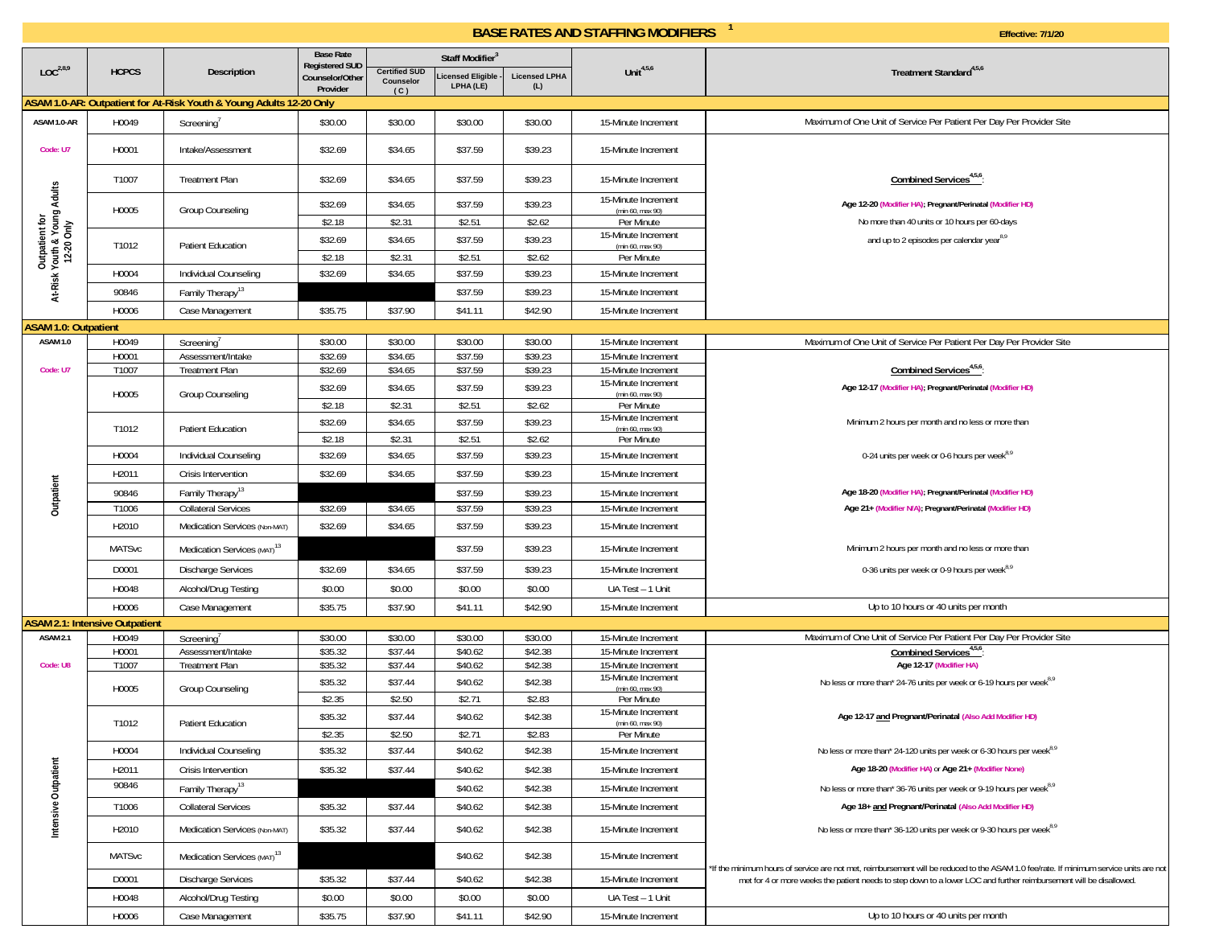## BASE RATES AND STAFFING MODIFIERS [1]

Effective: 7/1/20

| LOC[2,8,9] | HCPCS | Description | Base Rate Registered SUD Counselor/Other Provider | Staff Modifier[3] Certified SUD Counselor (C) | Licensed Eligible - LPHA (LE) | Licensed LPHA (L) | Unit[4,5,6] | Treatment Standard[4,5,6] |
|---|---|---|---|---|---|---|---|---|
| **ASAM 1.0-AR: Outpatient for At-Risk Youth & Young Adults 12-20 Only** | | | | | | | | |
| ASAM 1.0-AR | H0049 | Screening[7] | $30.00 | $30.00 | $30.00 | $30.00 | 15-Minute Increment | Maximum of One Unit of Service Per Patient Per Day Per Provider Site |
| Code: U7 | H0001 | Intake/Assessment | $32.69 | $34.65 | $37.59 | $39.23 | 15-Minute Increment | **Combined Services[4,5,6]:** |
| Outpatient for At-Risk Youth & Young Adults 12-20 Only | T1007 | Treatment Plan | $32.69 | $34.65 | $37.59 | $39.23 | 15-Minute Increment | Age 12-20 (Modifier HA); Pregnant/Perinatal (Modifier HD) |
| | H0005 | Group Counseling | $32.69 | $34.65 | $37.59 | $39.23 | 15-Minute Increment (min 60, max 90) | No more than 40 units or 10 hours per 60-days |
| | | | $2.18 | $2.31 | $2.51 | $2.62 | Per Minute | and up to 2 episodes per calendar year[8,9] |
| | T1012 | Patient Education | $32.69 | $34.65 | $37.59 | $39.23 | 15-Minute Increment (min 60, max 90) | |
| | | | $2.18 | $2.31 | $2.51 | $2.62 | Per Minute | |
| | H0004 | Individual Counseling | $32.69 | $34.65 | $37.59 | $39.23 | 15-Minute Increment | |
| | 90846 | Family Therapy[13] | | | $37.59 | $39.23 | 15-Minute Increment | |
| | H0006 | Case Management | $35.75 | $37.90 | $41.11 | $42.90 | 15-Minute Increment | |
| **ASAM 1.0: Outpatient** | | | | | | | | |
| ASAM 1.0 | H0049 | Screening[7] | $30.00 | $30.00 | $30.00 | $30.00 | 15-Minute Increment | Maximum of One Unit of Service Per Patient Per Day Per Provider Site |
| | H0001 | Assessment/Intake | $32.69 | $34.65 | $37.59 | $39.23 | 15-Minute Increment | |
| Code: U7 | T1007 | Treatment Plan | $32.69 | $34.65 | $37.59 | $39.23 | 15-Minute Increment | **Combined Services[4,5,6]:** |
| | H0005 | Group Counseling | $32.69 | $34.65 | $37.59 | $39.23 | 15-Minute Increment (min 60, max 90) | Age 12-17 (Modifier HA); Pregnant/Perinatal (Modifier HD) |
| | | | $2.18 | $2.31 | $2.51 | $2.62 | Per Minute | |
| | T1012 | Patient Education | $32.69 | $34.65 | $37.59 | $39.23 | 15-Minute Increment (min 60, max 90) | Minimum 2 hours per month and no less or more than |
| | | | $2.18 | $2.31 | $2.51 | $2.62 | Per Minute | |
| | H0004 | Individual Counseling | $32.69 | $34.65 | $37.59 | $39.23 | 15-Minute Increment | 0-24 units per week or 0-6 hours per week[8,9] |
| | H2011 | Crisis Intervention | $32.69 | $34.65 | $37.59 | $39.23 | 15-Minute Increment | |
| Outpatient | 90846 | Family Therapy[13] | | | $37.59 | $39.23 | 15-Minute Increment | Age 18-20 (Modifier HA); Pregnant/Perinatal (Modifier HD) |
| | T1006 | Collateral Services | $32.69 | $34.65 | $37.59 | $39.23 | 15-Minute Increment | Age 21+ (Modifier N/A); Pregnant/Perinatal (Modifier HD) |
| | H2010 | Medication Services (Non-MAT) | $32.69 | $34.65 | $37.59 | $39.23 | 15-Minute Increment | |
| | MATSvc | Medication Services (MAT)[13] | | | $37.59 | $39.23 | 15-Minute Increment | Minimum 2 hours per month and no less or more than |
| | D0001 | Discharge Services | $32.69 | $34.65 | $37.59 | $39.23 | 15-Minute Increment | 0-36 units per week or 0-9 hours per week[8,9] |
| | H0048 | Alcohol/Drug Testing | $0.00 | $0.00 | $0.00 | $0.00 | UA Test – 1 Unit | |
| | H0006 | Case Management | $35.75 | $37.90 | $41.11 | $42.90 | 15-Minute Increment | Up to 10 hours or 40 units per month |
| **ASAM 2.1: Intensive Outpatient** | | | | | | | | |
| ASAM 2.1 | H0049 | Screening[7] | $30.00 | $30.00 | $30.00 | $30.00 | 15-Minute Increment | Maximum of One Unit of Service Per Patient Per Day Per Provider Site |
| | H0001 | Assessment/Intake | $35.32 | $37.44 | $40.62 | $42.38 | 15-Minute Increment | **Combined Services[4,5,6]:** |
| Code: U8 | T1007 | Treatment Plan | $35.32 | $37.44 | $40.62 | $42.38 | 15-Minute Increment | Age 12-17 (Modifier HA) |
| | H0005 | Group Counseling | $35.32 | $37.44 | $40.62 | $42.38 | 15-Minute Increment (min 60, max 90) | No less or more than* 24-76 units per week or 6-19 hours per week[8,9] |
| | | | $2.35 | $2.50 | $2.71 | $2.83 | Per Minute | |
| | T1012 | Patient Education | $35.32 | $37.44 | $40.62 | $42.38 | 15-Minute Increment (min 60, max 90) | Age 12-17 **and** Pregnant/Perinatal (Also Add Modifier HD) |
| | | | $2.35 | $2.50 | $2.71 | $2.83 | Per Minute | |
| | H0004 | Individual Counseling | $35.32 | $37.44 | $40.62 | $42.38 | 15-Minute Increment | No less or more than* 24-120 units per week or 6-30 hours per week[8,9] |
| Intensive Outpatient | H2011 | Crisis Intervention | $35.32 | $37.44 | $40.62 | $42.38 | 15-Minute Increment | Age 18-20 (Modifier HA) or Age 21+ (Modifier None) |
| | 90846 | Family Therapy[13] | | | $40.62 | $42.38 | 15-Minute Increment | No less or more than* 36-76 units per week or 9-19 hours per week[8,9] |
| | T1006 | Collateral Services | $35.32 | $37.44 | $40.62 | $42.38 | 15-Minute Increment | Age 18+ **and** Pregnant/Perinatal (Also Add Modifier HD) |
| | H2010 | Medication Services (Non-MAT) | $35.32 | $37.44 | $40.62 | $42.38 | 15-Minute Increment | No less or more than* 36-120 units per week or 9-30 hours per week[8,9] |
| | MATSvc | Medication Services (MAT)[13] | | | $40.62 | $42.38 | 15-Minute Increment | *If the minimum hours of service are not met, reimbursement will be reduced to the ASAM 1.0 fee/rate. If minimum service units are not met for 4 or more weeks the patient needs to step down to a lower LOC and further reimbursement will be disallowed. |
| | D0001 | Discharge Services | $35.32 | $37.44 | $40.62 | $42.38 | 15-Minute Increment | |
| | H0048 | Alcohol/Drug Testing | $0.00 | $0.00 | $0.00 | $0.00 | UA Test – 1 Unit | |
| | H0006 | Case Management | $35.75 | $37.90 | $41.11 | $42.90 | 15-Minute Increment | Up to 10 hours or 40 units per month |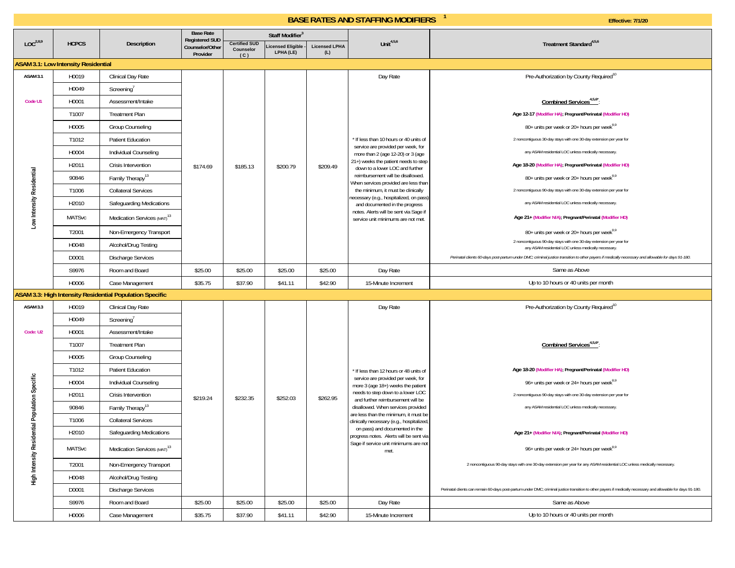# BASE RATES AND STAFFING MODIFIERS [1]

**Effective: 7/1/20**

| LOC[2,8,9] | HCPCS | Description | Base Rate Registered SUD Counselor/Other Provider | Staff Modifier[3] Certified SUD Counselor (C) | Licensed Eligible - LPHA (LE) | Licensed LPHA (L) | Unit[4,5,6] | Treatment Standard[4,5,6] |
|---|---|---|---|---|---|---|---|---|
| **ASAM 3.1: Low Intensity Residential** | | | | | | | | |
| ASAM 3.1 | H0019 | Clinical Day Rate | $174.69 | $185.13 | $200.79 | $209.49 | Day Rate | Pre-Authorization by County Required[10] |
| Code U1 | H0049 | Screening[7] | | | | | * If less than 10 hours or 40 units of service are provided per week, for more than 2 (age 12-20) or 3 (age 21+) weeks the patient needs to step down to a lower LOC and further reimbursement will be disallowed. When services provided are less than the minimum, it must be clinically necessary (e.g., hospitalized, on pass) and documented in the progress notes. Alerts will be sent via Sage if service unit minimums are not met. | **Combined Services[4,5,6*]:** |
| Low Intensity Residential | H0001 | Assessment/Intake | | | | | | **Age 12-17 (Modifier HA); Pregnant/Perinatal (Modifier HD)** |
| | T1007 | Treatment Plan | | | | | | 80+ units per week or 20+ hours per week[8,9] |
| | H0005 | Group Counseling | | | | | | 2 noncontiguous 30-day stays with one 30-day extension per year for any ASAM residential LOC unless medically necessary. |
| | T1012 | Patient Education | | | | | | **Age 18-20 (Modifier HA); Pregnant/Perinatal (Modifier HD)** |
| | H0004 | Individual Counseling | | | | | | 80+ units per week or 20+ hours per week[8,9] |
| | H2011 | Crisis Intervention | | | | | | 2 noncontiguous 90-day stays with one 30-day extension per year for any ASAM residential LOC unless medically necessary. |
| | 90846 | Family Therapy[13] | | | | | | **Age 21+ (Modifier N/A); Pregnant/Perinatal (Modifier HD)** |
| | T1006 | Collateral Services | | | | | | 80+ units per week or 20+ hours per week[8,9] |
| | H2010 | Safeguarding Medications | | | | | | 2 noncontiguous 90-day stays with one 30-day extension per year for any ASAM residential LOC unless medically necessary. |
| | MATSvc | Medication Services (MAT)[13] | | | | | | |
| | T2001 | Non-Emergency Transport | | | | | | |
| | H0048 | Alcohol/Drug Testing | | | | | | |
| | D0001 | Discharge Services | | | | | | *Perinatal clients 60-days post-partum under DMC; criminal justice transition to other payers if medically necessary and allowable for days 91-180.* |
| | S9976 | Room and Board | $25.00 | $25.00 | $25.00 | $25.00 | Day Rate | Same as Above |
| | H0006 | Case Management | $35.75 | $37.90 | $41.11 | $42.90 | 15-Minute Increment | Up to 10 hours or 40 units per month |
| **ASAM 3.3: High Intensity Residential Population Specific** | | | | | | | | |
| ASAM 3.3 | H0019 | Clinical Day Rate | $219.24 | $232.35 | $252.03 | $262.95 | Day Rate | Pre-Authorization by County Required[10] |
| Code: U2 | H0049 | Screening[7] | | | | | * If less than 12 hours or 48 units of service are provided per week, for more 3 (age 18+) weeks the patient needs to step down to a lower LOC and further reimbursement will be disallowed. When services provided are less than the minimum, it must be clinically necessary (e.g., hospitalized, on pass) and documented in the progress notes. Alerts will be sent via Sage if service unit minimums are not met. | **Combined Services[4,5,6*]:** |
| High Intensity Residential Population Specific | H0001 | Assessment/Intake | | | | | | **Age 18-20 (Modifier HA); Pregnant/Perinatal (Modifier HD)** |
| | T1007 | Treatment Plan | | | | | | 96+ units per week or 24+ hours per week[8,9] |
| | H0005 | Group Counseling | | | | | | 2 noncontiguous 90-day stays with one 30-day extension per year for any ASAM residential LOC unless medically necessary. |
| | T1012 | Patient Education | | | | | | **Age 21+ (Modifier N/A); Pregnant/Perinatal (Modifier HD)** |
| | H0004 | Individual Counseling | | | | | | 96+ units per week or 24+ hours per week[8,9] |
| | H2011 | Crisis Intervention | | | | | | 2 noncontiguous 90-day stays with one 30-day extension per year for any ASAM residential LOC unless medically necessary. |
| | 90846 | Family Therapy[13] | | | | | | |
| | T1006 | Collateral Services | | | | | | |
| | H2010 | Safeguarding Medications | | | | | | |
| | MATSvc | Medication Services (MAT)[13] | | | | | | |
| | T2001 | Non-Emergency Transport | | | | | | |
| | H0048 | Alcohol/Drug Testing | | | | | | |
| | D0001 | Discharge Services | | | | | | Perinatal clients can remain 60-days post-partum under DMC; criminal justice transition to other payers if medically necessary and allowable for days 91-180. |
| | S9976 | Room and Board | $25.00 | $25.00 | $25.00 | $25.00 | Day Rate | Same as Above |
| | H0006 | Case Management | $35.75 | $37.90 | $41.11 | $42.90 | 15-Minute Increment | Up to 10 hours or 40 units per month |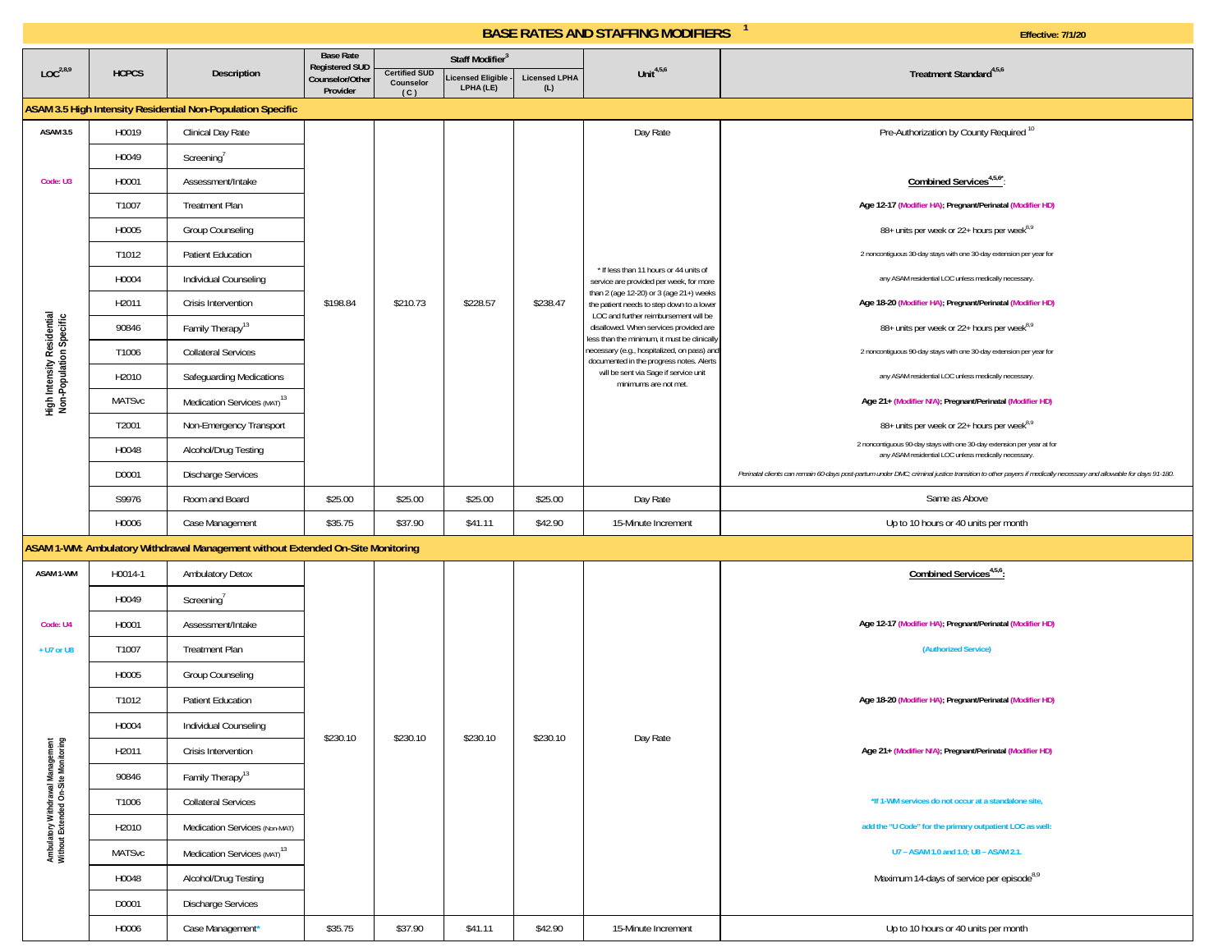# BASE RATES AND STAFFING MODIFIERS [1]

Effective: 7/1/20

| LOC[2,8,9] | HCPCS | Description | Base Rate Registered SUD Counselor/Other Provider | Staff Modifier[3] | | | Unit[4,5,6] | Treatment Standard[4,5,6] |
|---|---|---|---|---|---|---|---|---|
| | | | | Certified SUD Counselor (C) | Licensed Eligible - LPHA (LE) | Licensed LPHA (L) | | |
| **ASAM 3.5 High Intensity Residential Non-Population Specific** | | | | | | | | |
| ASAM 3.5 | H0019 | Clinical Day Rate | $198.84 | $210.73 | $228.57 | $238.47 | Day Rate | Pre-Authorization by County Required [10] |
| | H0049 | Screening[7] | | | | | * If less than 11 hours or 44 units of service are provided per week, for more than 2 (age 12-20) or 3 (age 21+) weeks the patient needs to step down to a lower LOC and further reimbursement will be disallowed. When services provided are less than the minimum, it must be clinically necessary (e.g., hospitalized, on pass) and documented in the progress notes. Alerts will be sent via Sage if service unit minimums are not met. | **Combined Services[4,5,6*]:** |
| Code: U3 | H0001 | Assessment/Intake | | | | | | **Age 12-17 (Modifier HA); Pregnant/Perinatal (Modifier HD)** |
| | T1007 | Treatment Plan | | | | | | 88+ units per week or 22+ hours per week[8,9] |
| | H0005 | Group Counseling | | | | | | 2 noncontiguous 30-day stays with one 30-day extension per year for any ASAM residential LOC unless medically necessary. |
| | T1012 | Patient Education | | | | | | **Age 18-20 (Modifier HA); Pregnant/Perinatal (Modifier HD)** |
| | H0004 | Individual Counseling | | | | | | 88+ units per week or 22+ hours per week[8,9] |
| High Intensity Residential Non-Population Specific | H2011 | Crisis Intervention | | | | | | 2 noncontiguous 90-day stays with one 30-day extension per year for any ASAM residential LOC unless medically necessary. |
| | 90846 | Family Therapy[13] | | | | | | **Age 21+ (Modifier N/A); Pregnant/Perinatal (Modifier HD)** |
| | T1006 | Collateral Services | | | | | | 88+ units per week or 22+ hours per week[8,9] |
| | H2010 | Safeguarding Medications | | | | | | 2 noncontiguous 90-day stays with one 30-day extension per year at for any ASAM residential LOC unless medically necessary. |
| | MATSvc | Medication Services (MAT)[13] | | | | | | |
| | T2001 | Non-Emergency Transport | | | | | | |
| | H0048 | Alcohol/Drug Testing | | | | | | |
| | D0001 | Discharge Services | | | | | | *Perinatal clients can remain 60-days post-partum under DMC; criminal justice transition to other payers if medically necessary and allowable for days 91-180.* |
| | S9976 | Room and Board | $25.00 | $25.00 | $25.00 | $25.00 | Day Rate | Same as Above |
| | H0006 | Case Management | $35.75 | $37.90 | $41.11 | $42.90 | 15-Minute Increment | Up to 10 hours or 40 units per month |
| **ASAM 1-WM: Ambulatory Withdrawal Management without Extended On-Site Monitoring** | | | | | | | | |
| ASAM 1-WM | H0014-1 | Ambulatory Detox | $230.10 | $230.10 | $230.10 | $230.10 | Day Rate | **Combined Services[4,5,6]:** |
| | H0049 | Screening[7] | | | | | | |
| Code: U4 | H0001 | Assessment/Intake | | | | | | **Age 12-17 (Modifier HA); Pregnant/Perinatal (Modifier HD)** |
| + U7 or U8 | T1007 | Treatment Plan | | | | | | **(Authorized Service)** |
| | H0005 | Group Counseling | | | | | | |
| | T1012 | Patient Education | | | | | | **Age 18-20 (Modifier HA); Pregnant/Perinatal (Modifier HD)** |
| | H0004 | Individual Counseling | | | | | | |
| Ambulatory Withdrawal Management Without Extended On-Site Monitoring | H2011 | Crisis Intervention | | | | | | **Age 21+ (Modifier N/A); Pregnant/Perinatal (Modifier HD)** |
| | 90846 | Family Therapy[13] | | | | | | |
| | T1006 | Collateral Services | | | | | | ***If 1-WM services do not occur at a standalone site,** |
| | H2010 | Medication Services (Non-MAT) | | | | | | **add the "U Code" for the primary outpatient LOC as well:** |
| | MATSvc | Medication Services (MAT)[13] | | | | | | **U7 – ASAM 1.0 and 1.0; U8 – ASAM 2.1.** |
| | H0048 | Alcohol/Drug Testing | | | | | | Maximum 14-days of service per episode[8,9] |
| | D0001 | Discharge Services | | | | | | |
| | H0006 | Case Management* | $35.75 | $37.90 | $41.11 | $42.90 | 15-Minute Increment | Up to 10 hours or 40 units per month |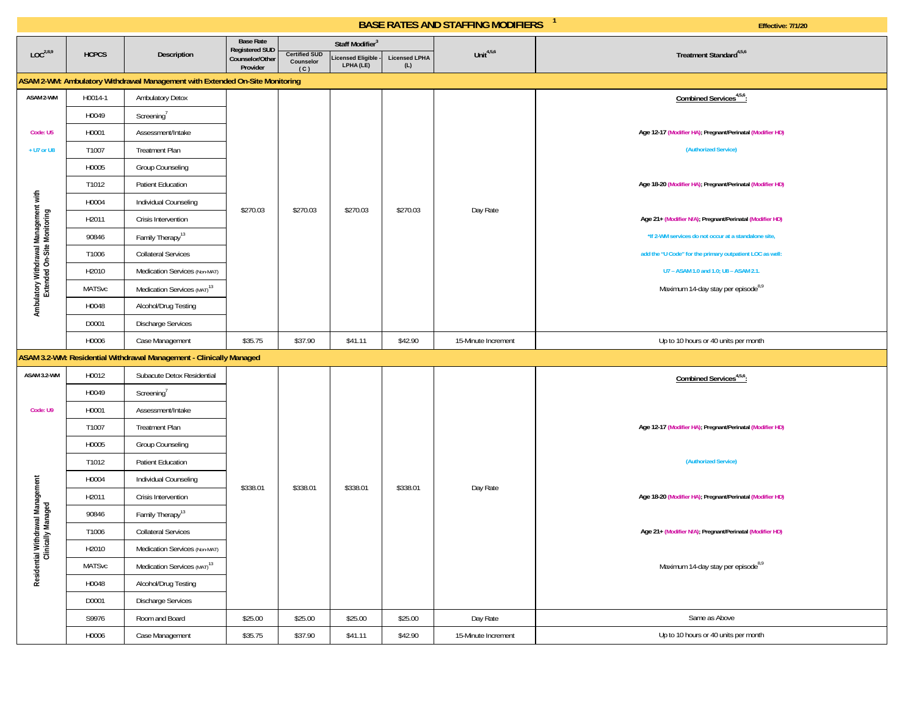## BASE RATES AND STAFFING MODIFIERS [1]

**Effective: 7/1/20**

| LOC[2,8,9] | HCPCS | Description | Base Rate Registered SUD Counselor/Other Provider | Staff Modifier[3] | | | Unit[4,5,6] | Treatment Standard[4,5,6] |
|---|---|---|---|---|---|---|---|---|
| | | | | Certified SUD Counselor (C) | Licensed Eligible - LPHA (LE) | Licensed LPHA (L) | | |
| **ASAM 2-WM: Ambulatory Withdrawal Management with Extended On-Site Monitoring** | | | | | | | | |
| ASAM 2-WM | H0014-1 | Ambulatory Detox | $270.03 | $270.03 | $270.03 | $270.03 | Day Rate | **Combined Services[4,5,6]:** |
| Code: U5 | H0049 | Screening[7] | | | | | | Age 12-17 (Modifier HA); Pregnant/Perinatal (Modifier HD) |
| + U7 or U8 | H0001 | Assessment/Intake | | | | | | (Authorized Service) |
| Ambulatory Withdrawal Management with Extended On-Site Monitoring | T1007 | Treatment Plan | | | | | | Age 18-20 (Modifier HA); Pregnant/Perinatal (Modifier HD) |
| | H0005 | Group Counseling | | | | | | Age 21+ (Modifier N/A); Pregnant/Perinatal (Modifier HD) |
| | T1012 | Patient Education | | | | | | *If 2-WM services do not occur at a standalone site, add the "U Code" for the primary outpatient LOC as well: U7 – ASAM 1.0 and 1.0; U8 – ASAM 2.1. |
| | H0004 | Individual Counseling | | | | | | Maximum 14-day stay per episode[8,9] |
| | H2011 | Crisis Intervention | | | | | | |
| | 90846 | Family Therapy[13] | | | | | | |
| | T1006 | Collateral Services | | | | | | |
| | H2010 | Medication Services (Non-MAT) | | | | | | |
| | MATSvc | Medication Services (MAT)[13] | | | | | | |
| | H0048 | Alcohol/Drug Testing | | | | | | |
| | D0001 | Discharge Services | | | | | | |
| | H0006 | Case Management | $35.75 | $37.90 | $41.11 | $42.90 | 15-Minute Increment | Up to 10 hours or 40 units per month |
| **ASAM 3.2-WM: Residential Withdrawal Management - Clinically Managed** | | | | | | | | |
| ASAM 3.2-WM | H0012 | Subacute Detox Residential | $338.01 | $338.01 | $338.01 | $338.01 | Day Rate | **Combined Services[4,5,6]:** |
| Code: U9 | H0049 | Screening[7] | | | | | | Age 12-17 (Modifier HA); Pregnant/Perinatal (Modifier HD) |
| Residential Withdrawal Management Clinically Managed | H0001 | Assessment/Intake | | | | | | (Authorized Service) |
| | T1007 | Treatment Plan | | | | | | Age 18-20 (Modifier HA); Pregnant/Perinatal (Modifier HD) |
| | H0005 | Group Counseling | | | | | | Age 21+ (Modifier N/A); Pregnant/Perinatal (Modifier HD) |
| | T1012 | Patient Education | | | | | | Maximum 14-day stay per episode[8,9] |
| | H0004 | Individual Counseling | | | | | | |
| | H2011 | Crisis Intervention | | | | | | |
| | 90846 | Family Therapy[13] | | | | | | |
| | T1006 | Collateral Services | | | | | | |
| | H2010 | Medication Services (Non-MAT) | | | | | | |
| | MATSvc | Medication Services (MAT)[13] | | | | | | |
| | H0048 | Alcohol/Drug Testing | | | | | | |
| | D0001 | Discharge Services | | | | | | |
| | S9976 | Room and Board | $25.00 | $25.00 | $25.00 | $25.00 | Day Rate | Same as Above |
| | H0006 | Case Management | $35.75 | $37.90 | $41.11 | $42.90 | 15-Minute Increment | Up to 10 hours or 40 units per month |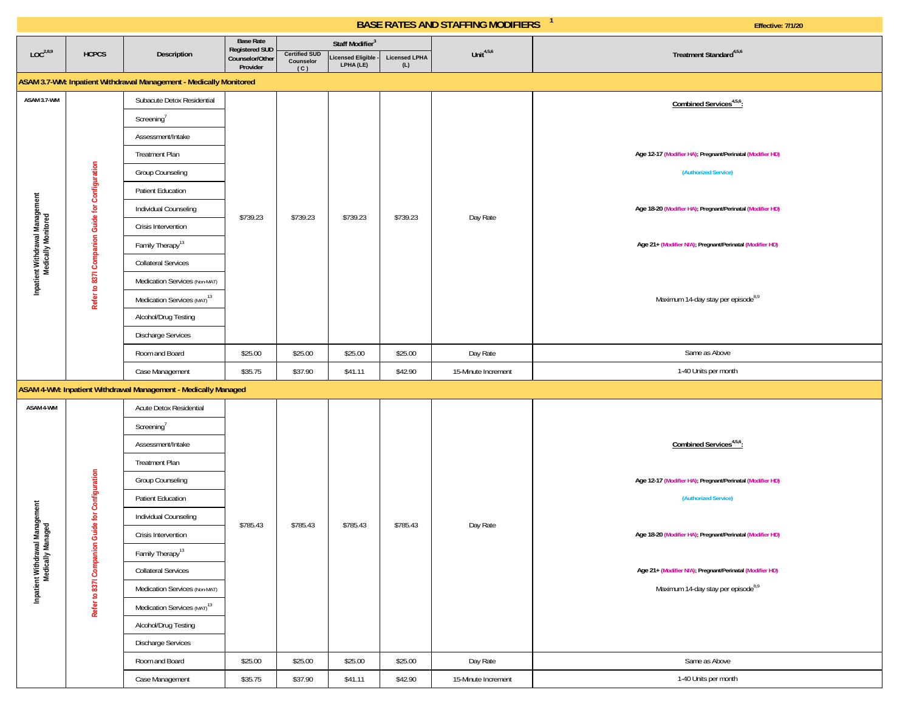# BASE RATES AND STAFFING MODIFIERS [1]

Effective: 7/1/20

| LOC[2,8,9] | HCPCS | Description | Base Rate Registered SUD Counselor/Other Provider | Staff Modifier[3] | | | Unit[4,5,6] | Treatment Standard[4,5,6] |
|---|---|---|---|---|---|---|---|---|
| | | | | Certified SUD Counselor (C) | Licensed Eligible - LPHA (LE) | Licensed LPHA (L) | | |
| **ASAM 3.7-WM: Inpatient Withdrawal Management - Medically Monitored** | | | | | | | | |
| ASAM 3.7-WM Inpatient Withdrawal Management Medically Monitored | Refer to 837I Companion Guide for Configuration | Subacute Detox Residential; Screening[7]; Assessment/Intake; Treatment Plan; Group Counseling; Patient Education; Individual Counseling; Crisis Intervention; Family Therapy[13]; Collateral Services; Medication Services (Non-MAT); Medication Services (MAT)[13]; Alcohol/Drug Testing; Discharge Services | $739.23 | $739.23 | $739.23 | $739.23 | Day Rate | **Combined Services[4,5,6]:** Age 12-17 (Modifier HA); Pregnant/Perinatal (Modifier HD) (Authorized Service); Age 18-20 (Modifier HA); Pregnant/Perinatal (Modifier HD); Age 21+ (Modifier N/A); Pregnant/Perinatal (Modifier HD); Maximum 14-day stay per episode[8,9] |
| | | Room and Board | $25.00 | $25.00 | $25.00 | $25.00 | Day Rate | Same as Above |
| | | Case Management | $35.75 | $37.90 | $41.11 | $42.90 | 15-Minute Increment | 1-40 Units per month |
| **ASAM 4-WM: Inpatient Withdrawal Management - Medically Managed** | | | | | | | | |
| ASAM 4-WM Inpatient Withdrawal Management Medically Managed | Refer to 837I Companion Guide for Configuration | Acute Detox Residential; Screening[7]; Assessment/Intake; Treatment Plan; Group Counseling; Patient Education; Individual Counseling; Crisis Intervention; Family Therapy[13]; Collateral Services; Medication Services (Non-MAT); Medication Services (MAT)[13]; Alcohol/Drug Testing; Discharge Services | $785.43 | $785.43 | $785.43 | $785.43 | Day Rate | **Combined Services[4,5,6]:** Age 12-17 (Modifier HA); Pregnant/Perinatal (Modifier HD) (Authorized Service); Age 18-20 (Modifier HA); Pregnant/Perinatal (Modifier HD); Age 21+ (Modifier N/A); Pregnant/Perinatal (Modifier HD); Maximum 14-day stay per episode[8,9] |
| | | Room and Board | $25.00 | $25.00 | $25.00 | $25.00 | Day Rate | Same as Above |
| | | Case Management | $35.75 | $37.90 | $41.11 | $42.90 | 15-Minute Increment | 1-40 Units per month |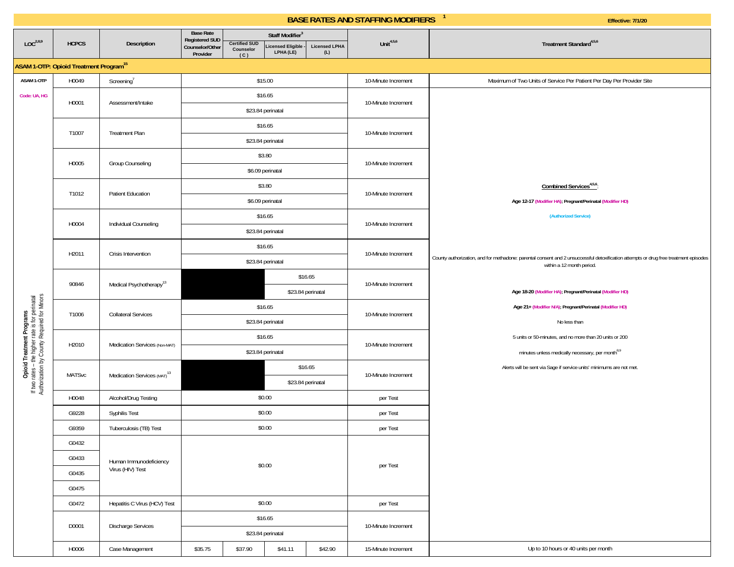## BASE RATES AND STAFFING MODIFIERS [1]

Effective: 7/1/20

| LOC[2,8,9] | HCPCS | Description | Base Rate Registered SUD Counselor/Other Provider | Staff Modifier[3] Certified SUD Counselor (C) | Licensed Eligible - LPHA (LE) | Licensed LPHA (L) | Unit[4,5,6] | Treatment Standard[4,5,6] |
|---|---|---|---|---|---|---|---|---|
| **ASAM 1-OTP: Opioid Treatment Program[15]** | | | | | | | | |
| ASAM 1-OTP | H0049 | Screening[7] | $15.00 | | | | 10-Minute Increment | Maximum of Two Units of Service Per Patient Per Day Per Provider Site |
| Code: UA, HG | H0001 | Assessment/Intake | $16.65 / $23.84 perinatal | | | | 10-Minute Increment | **Combined Services[4,5,6]:** **Age 12-17 (Modifier HA); Pregnant/Perinatal (Modifier HD)** (Authorized Service) County authorization, and for methadone: parental consent and 2 unsuccessful detoxification attempts or drug free treatment episodes within a 12 month period. **Age 18-20 (Modifier HA); Pregnant/Perinatal (Modifier HD)** **Age 21+ (Modifier N/A); Pregnant/Perinatal (Modifier HD)** No less than 5 units or 50-minutes, and no more than 20 units or 200 minutes unless medically necessary, per month[8,9] Alerts will be sent via Sage if service units' minimums are not met. |
| Opioid Treatment Programs If two rates – the higher rate is for perinatal Authorization by County Required for Minors | T1007 | Treatment Plan | $16.65 / $23.84 perinatal | | | | 10-Minute Increment | |
| | H0005 | Group Counseling | $3.80 / $6.09 perinatal | | | | 10-Minute Increment | |
| | T1012 | Patient Education | $3.80 / $6.09 perinatal | | | | 10-Minute Increment | |
| | H0004 | Individual Counseling | $16.65 / $23.84 perinatal | | | | 10-Minute Increment | |
| | H2011 | Crisis Intervention | $16.65 / $23.84 perinatal | | | | 10-Minute Increment | |
| | 90846 | Medical Psychotherapy[13] | | | $16.65 / $23.84 perinatal | | 10-Minute Increment | |
| | T1006 | Collateral Services | $16.65 / $23.84 perinatal | | | | 10-Minute Increment | |
| | H2010 | Medication Services (Non-MAT) | $16.65 / $23.84 perinatal | | | | 10-Minute Increment | |
| | MATSvc | Medication Services (MAT)[13] | | | $16.65 / $23.84 perinatal | | 10-Minute Increment | |
| | H0048 | Alcohol/Drug Testing | $0.00 | | | | per Test | |
| | G9228 | Syphilis Test | $0.00 | | | | per Test | |
| | G9359 | Tuberculosis (TB) Test | $0.00 | | | | per Test | |
| | G0432, G0433, G0435, G0475 | Human Immunodeficiency Virus (HIV) Test | $0.00 | | | | per Test | |
| | G0472 | Hepatitis C Virus (HCV) Test | $0.00 | | | | per Test | |
| | D0001 | Discharge Services | $16.65 / $23.84 perinatal | | | | 10-Minute Increment | |
| | H0006 | Case Management | $35.75 | $37.90 | $41.11 | $42.90 | 15-Minute Increment | Up to 10 hours or 40 units per month |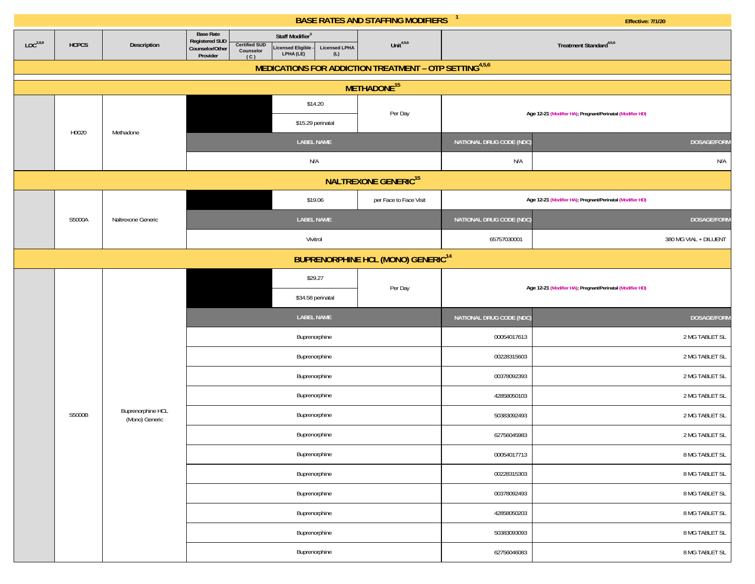## BASE RATES AND STAFFING MODIFIERS [1]

Effective: 7/1/20

| LOC[2,8,9] | HCPCS | Description | Base Rate Registered SUD Counselor/Other Provider | Staff Modifier[3] | | | Unit[4,5,6] | Treatment Standard[4,5,6] | |
|---|---|---|---|---|---|---|---|---|---|
| | | | | Certified SUD Counselor (C) | Licensed Eligible - LPHA (LE) | Licensed LPHA (L) | | | |
| **MEDICATIONS FOR ADDICTION TREATMENT – OTP SETTING[4,5,6]** | | | | | | | | | |
| **METHADONE[15]** | | | | | | | | | |
| | H0020 | Methadone | | | $14.20 | | Per Day | Age 12-21 (Modifier HA); Pregnant/Perinatal (Modifier HD) | |
| | | | | | $15.29 perinatal | | | | |
| | | | LABEL NAME | | | | | NATIONAL DRUG CODE (NDC) | DOSAGE/FORM |
| | | | N/A | | | | | N/A | N/A |
| **NALTREXONE GENERIC[15]** | | | | | | | | | |
| | S5000A | Naltrexone Generic | | | $19.06 | | per Face to Face Visit | Age 12-21 (Modifier HA); Pregnant/Perinatal (Modifier HD) | |
| | | | LABEL NAME | | | | | NATIONAL DRUG CODE (NDC) | DOSAGE/FORM |
| | | | Vivitrol | | | | | 65757030001 | 380 MG VIAL + DILUENT |
| **BUPRENORPHINE HCL (MONO) GENERIC[14]** | | | | | | | | | |
| | S5000B | Buprenorphine HCL (Mono) Generic | | | $29.27 | | Per Day | Age 12-21 (Modifier HA); Pregnant/Perinatal (Modifier HD) | |
| | | | | | $34.58 perinatal | | | | |
| | | | LABEL NAME | | | | | NATIONAL DRUG CODE (NDC) | DOSAGE/FORM |
| | | | Buprenorphine | | | | | 00054017613 | 2 MG TABLET SL |
| | | | Buprenorphine | | | | | 00228315603 | 2 MG TABLET SL |
| | | | Buprenorphine | | | | | 00378092393 | 2 MG TABLET SL |
| | | | Buprenorphine | | | | | 42858050103 | 2 MG TABLET SL |
| | | | Buprenorphine | | | | | 50383092493 | 2 MG TABLET SL |
| | | | Buprenorphine | | | | | 62756045983 | 2 MG TABLET SL |
| | | | Buprenorphine | | | | | 00054017713 | 8 MG TABLET SL |
| | | | Buprenorphine | | | | | 00228315303 | 8 MG TABLET SL |
| | | | Buprenorphine | | | | | 00378092493 | 8 MG TABLET SL |
| | | | Buprenorphine | | | | | 42858050203 | 8 MG TABLET SL |
| | | | Buprenorphine | | | | | 50383093093 | 8 MG TABLET SL |
| | | | Buprenorphine | | | | | 62756046083 | 8 MG TABLET SL |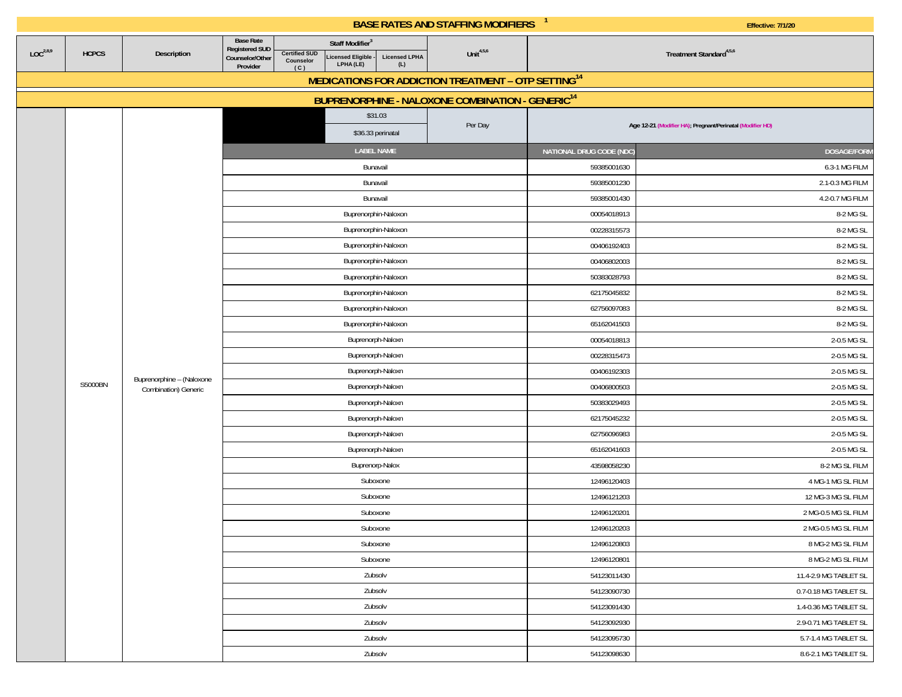# BASE RATES AND STAFFING MODIFIERS [1]

Effective: 7/1/20

| LOC[2,8,9] | HCPCS | Description | Base Rate Registered SUD Counselor/Other Provider | Staff Modifier[3] Certified SUD Counselor (C) | Licensed Eligible - LPHA (LE) | Licensed LPHA (L) | Unit[4,5,6] | Treatment Standard[4,5,6] | |
|---|---|---|---|---|---|---|---|---|---|
| **MEDICATIONS FOR ADDICTION TREATMENT – OTP SETTING[14]** | | | | | | | | | |
| **BUPRENORPHINE - NALOXONE COMBINATION - GENERIC[14]** | | | | | | | | | |
| | S5000BN | Buprenorphine – (Naloxone Combination) Generic | | | $31.03<br>$36.33 perinatal | | Per Day | Age 12-21 (Modifier HA); Pregnant/Perinatal (Modifier HD) | |
| | | | LABEL NAME | | | | | NATIONAL DRUG CODE (NDC) | DOSAGE/FORM |
| | | | Bunavail | | | | | 59385001630 | 6.3-1 MG FILM |
| | | | Bunavail | | | | | 59385001230 | 2.1-0.3 MG FILM |
| | | | Bunavail | | | | | 59385001430 | 4.2-0.7 MG FILM |
| | | | Buprenorphin-Naloxon | | | | | 00054018913 | 8-2 MG SL |
| | | | Buprenorphin-Naloxon | | | | | 00228315573 | 8-2 MG SL |
| | | | Buprenorphin-Naloxon | | | | | 00406192403 | 8-2 MG SL |
| | | | Buprenorphin-Naloxon | | | | | 00406802003 | 8-2 MG SL |
| | | | Buprenorphin-Naloxon | | | | | 50383028793 | 8-2 MG SL |
| | | | Buprenorphin-Naloxon | | | | | 62175045832 | 8-2 MG SL |
| | | | Buprenorphin-Naloxon | | | | | 62756097083 | 8-2 MG SL |
| | | | Buprenorphin-Naloxon | | | | | 65162041503 | 8-2 MG SL |
| | | | Buprenorph-Naloxn | | | | | 00054018813 | 2-0.5 MG SL |
| | | | Buprenorph-Naloxn | | | | | 00228315473 | 2-0.5 MG SL |
| | | | Buprenorph-Naloxn | | | | | 00406192303 | 2-0.5 MG SL |
| | | | Buprenorph-Naloxn | | | | | 00406800503 | 2-0.5 MG SL |
| | | | Buprenorph-Naloxn | | | | | 50383029493 | 2-0.5 MG SL |
| | | | Buprenorph-Naloxn | | | | | 62175045232 | 2-0.5 MG SL |
| | | | Buprenorph-Naloxn | | | | | 62756096983 | 2-0.5 MG SL |
| | | | Buprenorph-Naloxn | | | | | 65162041603 | 2-0.5 MG SL |
| | | | Buprenorp-Nalox | | | | | 43598058230 | 8-2 MG SL FILM |
| | | | Suboxone | | | | | 12496120403 | 4 MG-1 MG SL FILM |
| | | | Suboxone | | | | | 12496121203 | 12 MG-3 MG SL FILM |
| | | | Suboxone | | | | | 12496120201 | 2 MG-0.5 MG SL FILM |
| | | | Suboxone | | | | | 12496120203 | 2 MG-0.5 MG SL FILM |
| | | | Suboxone | | | | | 12496120803 | 8 MG-2 MG SL FILM |
| | | | Suboxone | | | | | 12496120801 | 8 MG-2 MG SL FILM |
| | | | Zubsolv | | | | | 54123011430 | 11.4-2.9 MG TABLET SL |
| | | | Zubsolv | | | | | 54123090730 | 0.7-0.18 MG TABLET SL |
| | | | Zubsolv | | | | | 54123091430 | 1.4-0.36 MG TABLET SL |
| | | | Zubsolv | | | | | 54123092930 | 2.9-0.71 MG TABLET SL |
| | | | Zubsolv | | | | | 54123095730 | 5.7-1.4 MG TABLET SL |
| | | | Zubsolv | | | | | 54123098630 | 8.6-2.1 MG TABLET SL |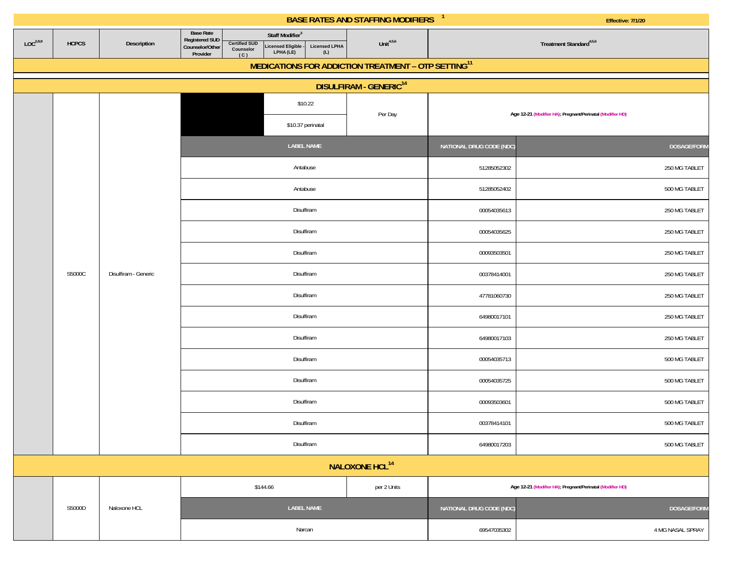# BASE RATES AND STAFFING MODIFIERS [1]

Effective: 7/1/20

| LOC[2,8,9] | HCPCS | Description | Base Rate Registered SUD Counselor/Other Provider | Staff Modifier[3] Certified SUD Counselor (C) | Licensed Eligible - LPHA (LE) | Licensed LPHA (L) | Unit[4,5,6] | Treatment Standard[4,5,6] | |
|---|---|---|---|---|---|---|---|---|---|
| **MEDICATIONS FOR ADDICTION TREATMENT – OTP SETTING[11]** | | | | | | | | | |
| **DISULFIRAM - GENERIC[14]** | | | | | | | | | |
| | S5000C | Disulfiram - Generic | | | $10.22<br>$10.37 perinatal | | Per Day | Age 12-21 (Modifier HA); Pregnant/Perinatal (Modifier HD) | |
| | | | LABEL NAME | | | | | NATIONAL DRUG CODE (NDC) | DOSAGE/FORM |
| | | | Antabuse | | | | | 51285052302 | 250 MG TABLET |
| | | | Antabuse | | | | | 51285052402 | 500 MG TABLET |
| | | | Disulfiram | | | | | 00054035613 | 250 MG TABLET |
| | | | Disulfiram | | | | | 00054035625 | 250 MG TABLET |
| | | | Disulfiram | | | | | 00093503501 | 250 MG TABLET |
| | | | Disulfiram | | | | | 00378414001 | 250 MG TABLET |
| | | | Disulfiram | | | | | 47781060730 | 250 MG TABLET |
| | | | Disulfiram | | | | | 64980017101 | 250 MG TABLET |
| | | | Disulfiram | | | | | 64980017103 | 250 MG TABLET |
| | | | Disulfiram | | | | | 00054035713 | 500 MG TABLET |
| | | | Disulfiram | | | | | 00054035725 | 500 MG TABLET |
| | | | Disulfiram | | | | | 00093503601 | 500 MG TABLET |
| | | | Disulfiram | | | | | 00378414101 | 500 MG TABLET |
| | | | Disulfiram | | | | | 64980017203 | 500 MG TABLET |
| **NALOXONE HCL[14]** | | | | | | | | | |
| | S5000D | Naloxone HCL | $144.66 | | | | per 2 Units | Age 12-21 (Modifier HA); Pregnant/Perinatal (Modifier HD) | |
| | | | LABEL NAME | | | | | NATIONAL DRUG CODE (NDC) | DOSAGE/FORM |
| | | | Narcan | | | | | 69547035302 | 4 MG NASAL SPRAY |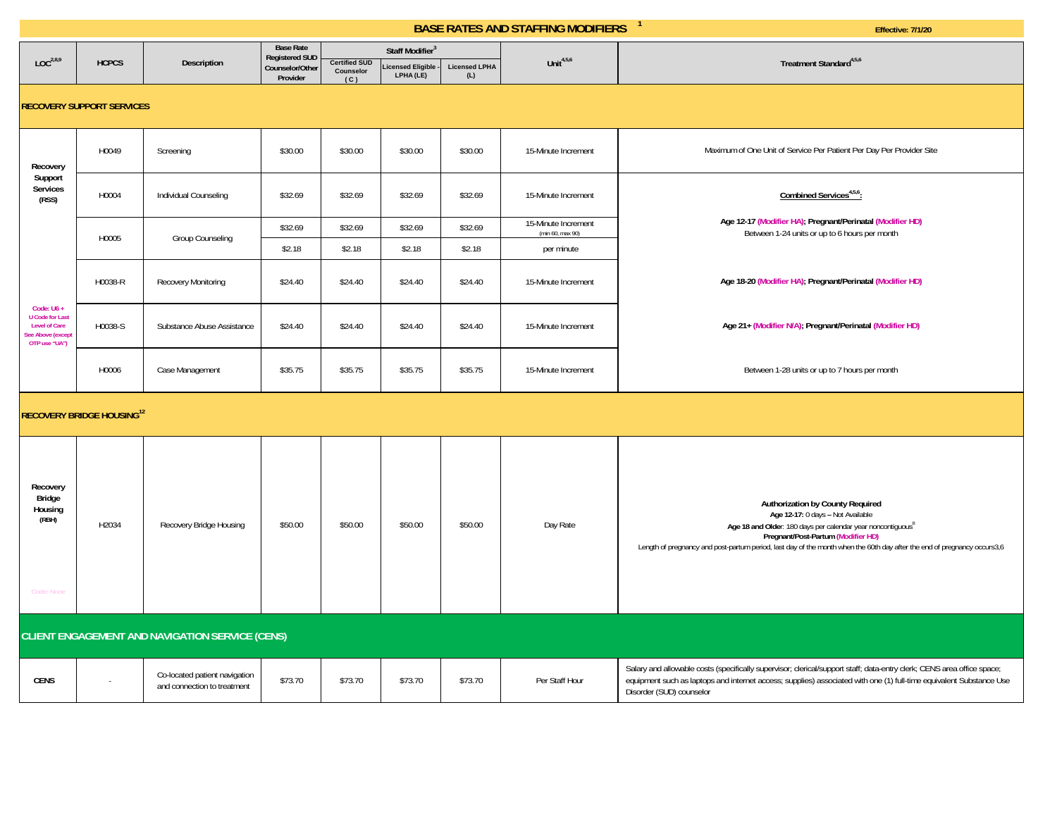# BASE RATES AND STAFFING MODIFIERS [1]

Effective: 7/1/20

| LOC[2,8,9] | HCPCS | Description | Base Rate Registered SUD Counselor/Other Provider | Staff Modifier[3] | | | Unit[4,5,6] | Treatment Standard[4,5,6] |
|---|---|---|---|---|---|---|---|---|
| | | | | Certified SUD Counselor (C) | Licensed Eligible - LPHA (LE) | Licensed LPHA (L) | | |
| **RECOVERY SUPPORT SERVICES** | | | | | | | | |
| Recovery Support Services (RSS) | H0049 | Screening | $30.00 | $30.00 | $30.00 | $30.00 | 15-Minute Increment | Maximum of One Unit of Service Per Patient Per Day Per Provider Site |
| | H0004 | Individual Counseling | $32.69 | $32.69 | $32.69 | $32.69 | 15-Minute Increment | **Combined Services[4,5,6]:** |
| | H0005 | Group Counseling | $32.69 | $32.69 | $32.69 | $32.69 | 15-Minute Increment (min 60, max 90) | **Age 12-17 (Modifier HA); Pregnant/Perinatal (Modifier HD)** Between 1-24 units or up to 6 hours per month |
| | | | $2.18 | $2.18 | $2.18 | $2.18 | per minute | |
| | H0038-R | Recovery Monitoring | $24.40 | $24.40 | $24.40 | $24.40 | 15-Minute Increment | **Age 18-20 (Modifier HA); Pregnant/Perinatal (Modifier HD)** |
| Code: U6 + U Code for Last Level of Care See Above (except OTP use "UA") | H0038-S | Substance Abuse Assistance | $24.40 | $24.40 | $24.40 | $24.40 | 15-Minute Increment | **Age 21+ (Modifier N/A); Pregnant/Perinatal (Modifier HD)** |
| | H0006 | Case Management | $35.75 | $35.75 | $35.75 | $35.75 | 15-Minute Increment | Between 1-28 units or up to 7 hours per month |
| **RECOVERY BRIDGE HOUSING[12]** | | | | | | | | |
| Recovery Bridge Housing (RBH) Code: None | H2034 | Recovery Bridge Housing | $50.00 | $50.00 | $50.00 | $50.00 | Day Rate | **Authorization by County Required** **Age 12-17:** 0 days – Not Available **Age 18 and Older**: 180 days per calendar year noncontiguous[8] **Pregnant/Post-Partum (Modifier HD)** Length of pregnancy and post-partum period, last day of the month when the 60th day after the end of pregnancy occurs3,6 |
| **CLIENT ENGAGEMENT AND NAVIGATION SERVICE (CENS)** | | | | | | | | |
| CENS | - | Co-located patient navigation and connection to treatment | $73.70 | $73.70 | $73.70 | $73.70 | Per Staff Hour | Salary and allowable costs (specifically supervisor; clerical/support staff; data-entry clerk; CENS area office space; equipment such as laptops and internet access; supplies) associated with one (1) full-time equivalent Substance Use Disorder (SUD) counselor |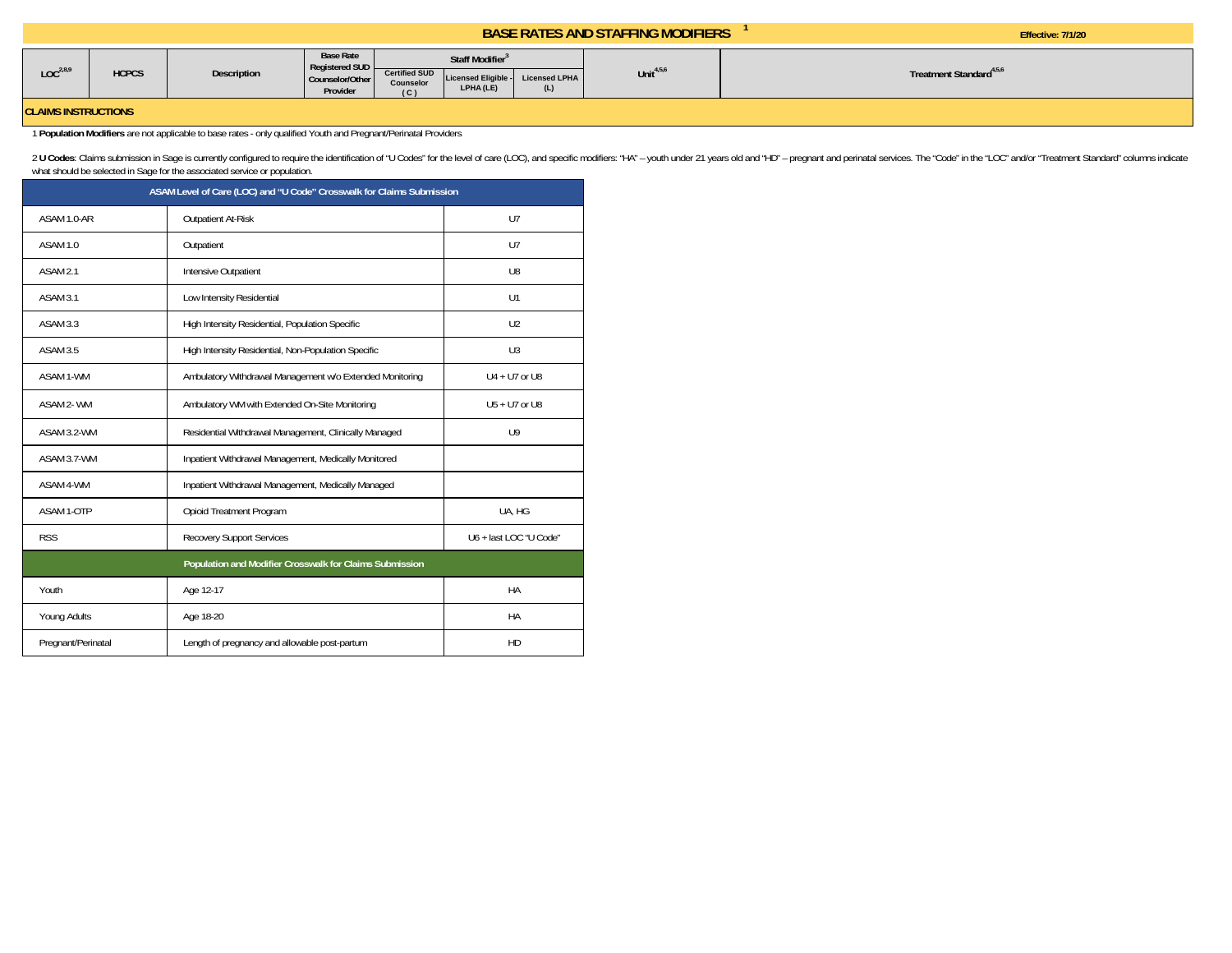# BASE RATES AND STAFFING MODIFIERS [1]

Effective: 7/1/20

| LOC[2,8,9] | HCPCS | Description | Base Rate Registered SUD Counselor/Other Provider | Staff Modifier[3] | | | Unit[4,5,6] | Treatment Standard[4,5,6] |
|---|---|---|---|---|---|---|---|---|
| | | | | Certified SUD Counselor ( C ) | Licensed Eligible - LPHA (LE) | Licensed LPHA (L) | | |

## CLAIMS INSTRUCTIONS

1 **Population Modifiers** are not applicable to base rates - only qualified Youth and Pregnant/Perinatal Providers

2 **U Codes**: Claims submission in Sage is currently configured to require the identification of "U Codes" for the level of care (LOC), and specific modifiers: "HA" – youth under 21 years old and "HD" – pregnant and perinatal services. The "Code" in the "LOC" and/or "Treatment Standard" columns indicate what should be selected in Sage for the associated service or population.

| ASAM Level of Care (LOC) and "U Code" Crosswalk for Claims Submission | | |
|---|---|---|
| ASAM 1.0-AR | Outpatient At-Risk | U7 |
| ASAM 1.0 | Outpatient | U7 |
| ASAM 2.1 | Intensive Outpatient | U8 |
| ASAM 3.1 | Low Intensity Residential | U1 |
| ASAM 3.3 | High Intensity Residential, Population Specific | U2 |
| ASAM 3.5 | High Intensity Residential, Non-Population Specific | U3 |
| ASAM 1-WM | Ambulatory Withdrawal Management w/o Extended Monitoring | U4 + U7 or U8 |
| ASAM 2- WM | Ambulatory WM with Extended On-Site Monitoring | U5 + U7 or U8 |
| ASAM 3.2-WM | Residential Withdrawal Management, Clinically Managed | U9 |
| ASAM 3.7-WM | Inpatient Withdrawal Management, Medically Monitored | |
| ASAM 4-WM | Inpatient Withdrawal Management, Medically Managed | |
| ASAM 1-OTP | Opioid Treatment Program | UA, HG |
| RSS | Recovery Support Services | U6 + last LOC "U Code" |
| **Population and Modifier Crosswalk for Claims Submission** | | |
| Youth | Age 12-17 | HA |
| Young Adults | Age 18-20 | HA |
| Pregnant/Perinatal | Length of pregnancy and allowable post-partum | HD |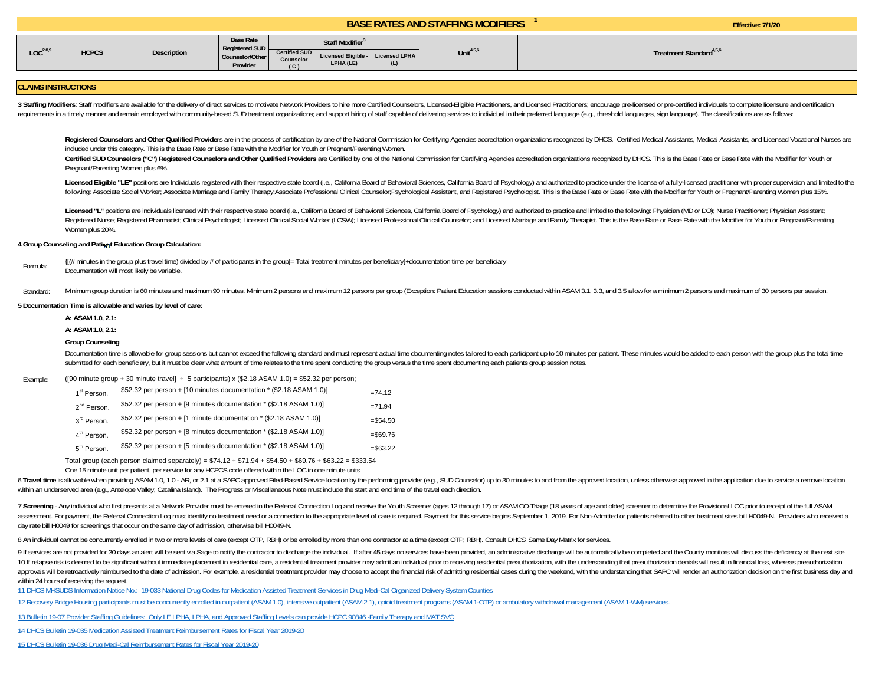# BASE RATES AND STAFFING MODIFIERS [1]

Effective: 7/1/20

| LOC[2,8,9] | HCPCS | Description | Base Rate Registered SUD Counselor/Other Provider | Staff Modifier[3] | | | Unit[4,5,6] | Treatment Standard[4,5,6] |
|---|---|---|---|---|---|---|---|---|
| | | | | Certified SUD Counselor (C) | Licensed Eligible - LPHA (LE) | Licensed LPHA (L) | | |

## CLAIMS INSTRUCTIONS

**3 Staffing Modifiers**: Staff modifiers are available for the delivery of direct services to motivate Network Providers to hire more Certified Counselors, Licensed-Eligible Practitioners, and Licensed Practitioners; encourage pre-licensed or pre-certified individuals to complete licensure and certification requirements in a timely manner and remain employed with community-based SUD treatment organizations; and support hiring of staff capable of delivering services to individual in their preferred language (e.g., threshold languages, sign language). The classifications are as follows:

**Registered Counselors and Other Qualified Provider**s are in the process of certification by one of the National Commission for Certifying Agencies accreditation organizations recognized by DHCS. Certified Medical Assistants, Medical Assistants, and Licensed Vocational Nurses are included under this category. This is the Base Rate or Base Rate with the Modifier for Youth or Pregnant/Parenting Women.

**Certified SUD Counselors ("C") Registered Counselors and Other Qualified Providers** are Certified by one of the National Commission for Certifying Agencies accreditation organizations recognized by DHCS. This is the Base Rate or Base Rate with the Modifier for Youth or Pregnant/Parenting Women plus 6%.

**Licensed Eligible "LE"** positions are Individuals registered with their respective state board (i.e., California Board of Behavioral Sciences, California Board of Psychology) and authorized to practice under the license of a fully-licensed practitioner with proper supervision and limited to the following: Associate Social Worker; Associate Marriage and Family Therapy;Associate Professional Clinical Counselor;Psychological Assistant, and Registered Psychologist. This is the Base Rate or Base Rate with the Modifier for Youth or Pregnant/Parenting Women plus 15%.

**Licensed "L"** positions are individuals licensed with their respective state board (i.e., California Board of Behavioral Sciences, California Board of Psychology) and authorized to practice and limited to the following: Physician (MD or DO); Nurse Practitioner; Physician Assistant; Registered Nurse; Registered Pharmacist; Clinical Psychologist; Licensed Clinical Social Worker (LCSW); Licensed Professional Clinical Counselor; and Licensed Marriage and Family Therapist. This is the Base Rate or Base Rate with the Modifier for Youth or Pregnant/Parenting Women plus 20%.

**4 Group Counseling and Patient Education Group Calculation:**

Formula: {[(# minutes in the group plus travel time) divided by # of participants in the group]= Total treatment minutes per beneficiary}+documentation time per beneficiary
Documentation will most likely be variable.

Standard: Minimum group duration is 60 minutes and maximum 90 minutes. Minimum 2 persons and maximum 12 persons per group (Exception: Patient Education sessions conducted within ASAM 3.1, 3.3, and 3.5 allow for a minimum 2 persons and maximum of 30 persons per session.

**5 Documentation Time is allowable and varies by level of care:**

**A: ASAM 1.0, 2.1:**

**A: ASAM 1.0, 2.1:**

**Group Counseling**

Documentation time is allowable for group sessions but cannot exceed the following standard and must represent actual time documenting notes tailored to each participant up to 10 minutes per patient. These minutes would be added to each person with the group plus the total time submitted for each beneficiary, but it must be clear what amount of time relates to the time spent conducting the group versus the time spent documenting each patients group session notes.

Example: ([90 minute group + 30 minute travel] ÷ 5 participants) x ($2.18 ASAM 1.0) = $52.32 per person;

| | | |
|---|---|---|
| 1st Person. | $52.32 per person + [10 minutes documentation * ($2.18 ASAM 1.0)] | =74.12 |
| 2nd Person. | $52.32 per person + [9 minutes documentation * ($2.18 ASAM 1.0)] | =71.94 |
| 3rd Person. | $52.32 per person + [1 minute documentation * ($2.18 ASAM 1.0)] | =$54.50 |
| 4th Person. | $52.32 per person + [8 minutes documentation * ($2.18 ASAM 1.0)] | =$69.76 |
| 5th Person. | $52.32 per person + [5 minutes documentation * ($2.18 ASAM 1.0)] | =$63.22 |

Total group (each person claimed separately) = $74.12 + $71.94 + $54.50 + $69.76 + $63.22 = $333.54

One 15 minute unit per patient, per service for any HCPCS code offered within the LOC in one minute units

6 **Travel time** is allowable when providing ASAM 1.0, 1.0 - AR, or 2.1 at a SAPC approved Filed-Based Service location by the performing provider (e.g., SUD Counselor) up to 30 minutes to and from the approved location, unless otherwise approved in the application due to service a remove location within an underserved area (e.g., Antelope Valley, Catalina Island). The Progress or Miscellaneous Note must include the start and end time of the travel each direction.

7 **Screening** - Any individual who first presents at a Network Provider must be entered in the Referral Connection Log and receive the Youth Screener (ages 12 through 17) or ASAM CO-Triage (18 years of age and older) screener to determine the Provisional LOC prior to receipt of the full ASAM assessment. For payment, the Referral Connection Log must identify no treatment need or a connection to the appropriate level of care is required. Payment for this service begins September 1, 2019. For Non-Admitted or patients referred to other treatment sites bill H0049-N. Providers who received a day rate bill H0049 for screenings that occur on the same day of admission, otherwise bill H0049-N.

8 An individual cannot be concurrently enrolled in two or more levels of care (except OTP, RBH) or be enrolled by more than one contractor at a time (except OTP, RBH). Consult DHCS' Same Day Matrix for services.

9 If services are not provided for 30 days an alert will be sent via Sage to notify the contractor to discharge the individual. If after 45 days no services have been provided, an administrative discharge will be automatically be completed and the County monitors will discuss the deficiency at the next site

10 If relapse risk is deemed to be significant without immediate placement in residential care, a residential treatment provider may admit an individual prior to receiving residential preauthorization, with the understanding that preauthorization denials will result in financial loss, whereas preauthorization approvals will be retroactively reimbursed to the date of admission. For example, a residential treatment provider may choose to accept the financial risk of admitting residential cases during the weekend, with the understanding that SAPC will render an authorization decision on the first business day and within 24 hours of receiving the request.

11 DHCS MHSUDS Information Notice No.: 19-033 National Drug Codes for Medication Assisted Treatment Services in Drug Medi-Cal Organized Delivery System Counties

12 Recovery Bridge Housing participants must be concurrently enrolled in outpatient (ASAM 1.0), intensive outpatient (ASAM 2.1), opioid treatment programs (ASAM 1-OTP) or ambulatory withdrawal management (ASAM 1-WM) services.

13 Bulletin 19-07 Provider Staffing Guidelines: Only LE LPHA, LPHA, and Approved Staffing Levels can provide HCPC 90846 -Family Therapy and MAT SVC

14 DHCS Bulletin 19-035 Medication Assisted Treatment Reimbursement Rates for Fiscal Year 2019-20

15 DHCS Bulletin 19-036 Drug Medi-Cal Reimbursement Rates for Fiscal Year 2019-20